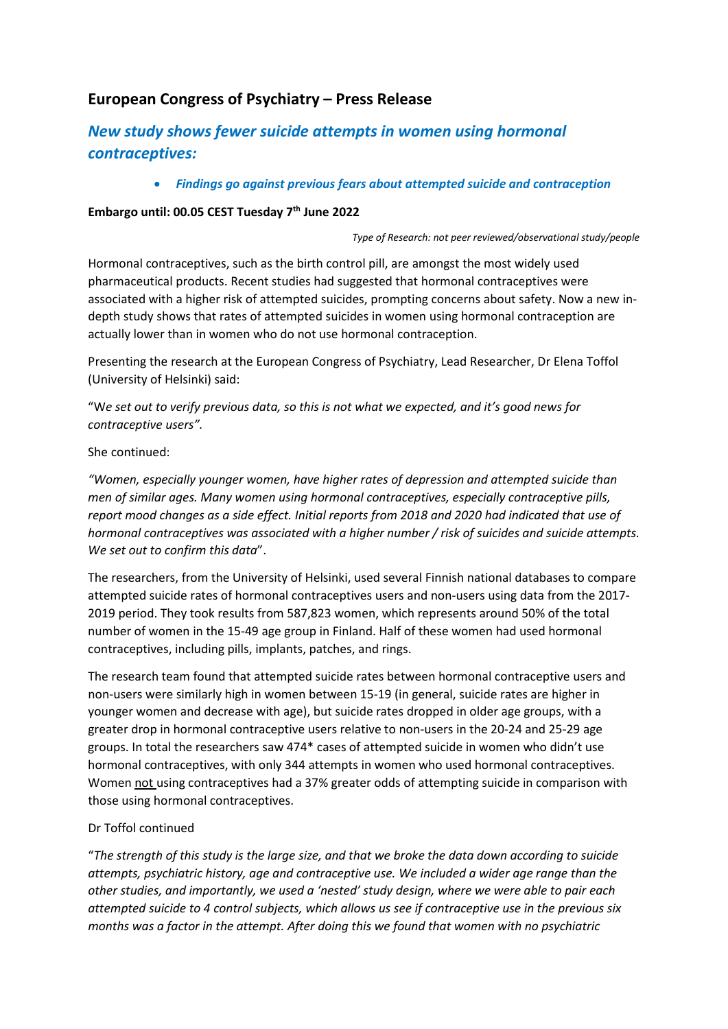## European Congress of Psychiatry – Press Release

### *New study shows fewer suicide attempts in women using hormonal contraceptives:*

- ***Findings go against previous fears about attempted suicide and contraception***

**Embargo until: 00.05 CEST Tuesday 7th June 2022**

*Type of Research: not peer reviewed/observational study/people*

Hormonal contraceptives, such as the birth control pill, are amongst the most widely used pharmaceutical products. Recent studies had suggested that hormonal contraceptives were associated with a higher risk of attempted suicides, prompting concerns about safety. Now a new in-depth study shows that rates of attempted suicides in women using hormonal contraception are actually lower than in women who do not use hormonal contraception.

Presenting the research at the European Congress of Psychiatry, Lead Researcher, Dr Elena Toffol (University of Helsinki) said:

"W*e set out to verify previous data, so this is not what we expected, and it's good news for contraceptive users".*

She continued:

*"Women, especially younger women, have higher rates of depression and attempted suicide than men of similar ages. Many women using hormonal contraceptives, especially contraceptive pills, report mood changes as a side effect. Initial reports from 2018 and 2020 had indicated that use of hormonal contraceptives was associated with a higher number / risk of suicides and suicide attempts. We set out to confirm this data*".

The researchers, from the University of Helsinki, used several Finnish national databases to compare attempted suicide rates of hormonal contraceptives users and non-users using data from the 2017-2019 period. They took results from 587,823 women, which represents around 50% of the total number of women in the 15-49 age group in Finland. Half of these women had used hormonal contraceptives, including pills, implants, patches, and rings.

The research team found that attempted suicide rates between hormonal contraceptive users and non-users were similarly high in women between 15-19 (in general, suicide rates are higher in younger women and decrease with age), but suicide rates dropped in older age groups, with a greater drop in hormonal contraceptive users relative to non-users in the 20-24 and 25-29 age groups. In total the researchers saw 474* cases of attempted suicide in women who didn't use hormonal contraceptives, with only 344 attempts in women who used hormonal contraceptives. Women <u>not</u> using contraceptives had a 37% greater odds of attempting suicide in comparison with those using hormonal contraceptives.

Dr Toffol continued

"*The strength of this study is the large size, and that we broke the data down according to suicide attempts, psychiatric history, age and contraceptive use. We included a wider age range than the other studies, and importantly, we used a 'nested' study design, where we were able to pair each attempted suicide to 4 control subjects, which allows us see if contraceptive use in the previous six months was a factor in the attempt. After doing this we found that women with no psychiatric*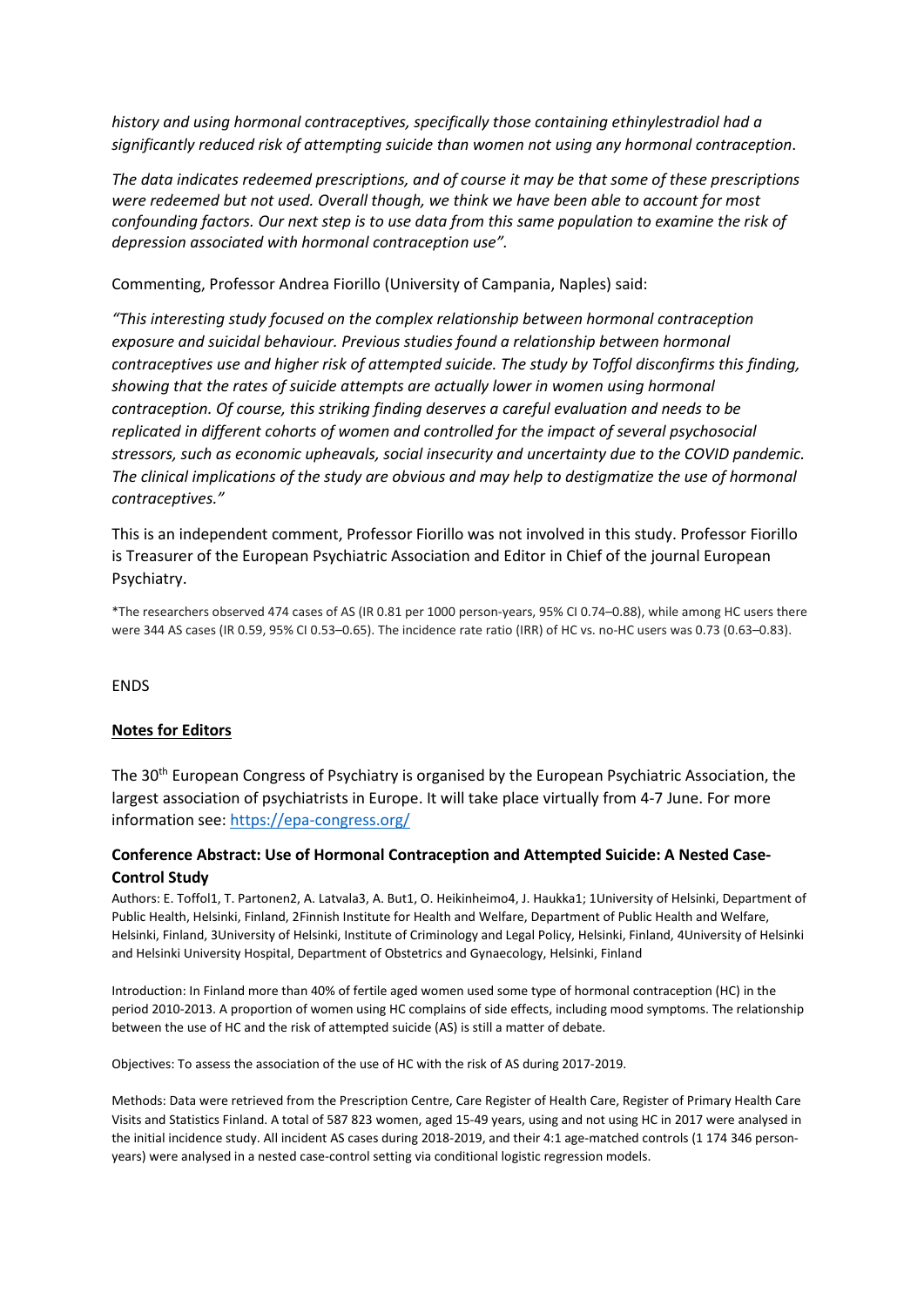*history and using hormonal contraceptives, specifically those containing ethinylestradiol had a significantly reduced risk of attempting suicide than women not using any hormonal contraception.*

*The data indicates redeemed prescriptions, and of course it may be that some of these prescriptions were redeemed but not used. Overall though, we think we have been able to account for most confounding factors. Our next step is to use data from this same population to examine the risk of depression associated with hormonal contraception use".*

Commenting, Professor Andrea Fiorillo (University of Campania, Naples) said:

*"This interesting study focused on the complex relationship between hormonal contraception exposure and suicidal behaviour. Previous studies found a relationship between hormonal contraceptives use and higher risk of attempted suicide. The study by Toffol disconfirms this finding, showing that the rates of suicide attempts are actually lower in women using hormonal contraception. Of course, this striking finding deserves a careful evaluation and needs to be replicated in different cohorts of women and controlled for the impact of several psychosocial stressors, such as economic upheavals, social insecurity and uncertainty due to the COVID pandemic. The clinical implications of the study are obvious and may help to destigmatize the use of hormonal contraceptives."*

This is an independent comment, Professor Fiorillo was not involved in this study. Professor Fiorillo is Treasurer of the European Psychiatric Association and Editor in Chief of the journal European Psychiatry.

*The researchers observed 474 cases of AS (IR 0.81 per 1000 person-years, 95% CI 0.74–0.88), while among HC users there were 344 AS cases (IR 0.59, 95% CI 0.53–0.65). The incidence rate ratio (IRR) of HC vs. no-HC users was 0.73 (0.63–0.83).

ENDS

**Notes for Editors**

The 30th European Congress of Psychiatry is organised by the European Psychiatric Association, the largest association of psychiatrists in Europe. It will take place virtually from 4-7 June. For more information see: https://epa-congress.org/

### Conference Abstract: Use of Hormonal Contraception and Attempted Suicide: A Nested Case-Control Study

Authors: E. Toffol[1], T. Partonen[2], A. Latvala[3], A. But[1], O. Heikinheimo[4], J. Haukka[1]; [1]University of Helsinki, Department of Public Health, Helsinki, Finland, [2]Finnish Institute for Health and Welfare, Department of Public Health and Welfare, Helsinki, Finland, [3]University of Helsinki, Institute of Criminology and Legal Policy, Helsinki, Finland, [4]University of Helsinki and Helsinki University Hospital, Department of Obstetrics and Gynaecology, Helsinki, Finland

Introduction: In Finland more than 40% of fertile aged women used some type of hormonal contraception (HC) in the period 2010-2013. A proportion of women using HC complains of side effects, including mood symptoms. The relationship between the use of HC and the risk of attempted suicide (AS) is still a matter of debate.

Objectives: To assess the association of the use of HC with the risk of AS during 2017-2019.

Methods: Data were retrieved from the Prescription Centre, Care Register of Health Care, Register of Primary Health Care Visits and Statistics Finland. A total of 587 823 women, aged 15-49 years, using and not using HC in 2017 were analysed in the initial incidence study. All incident AS cases during 2018-2019, and their 4:1 age-matched controls (1 174 346 person-years) were analysed in a nested case-control setting via conditional logistic regression models.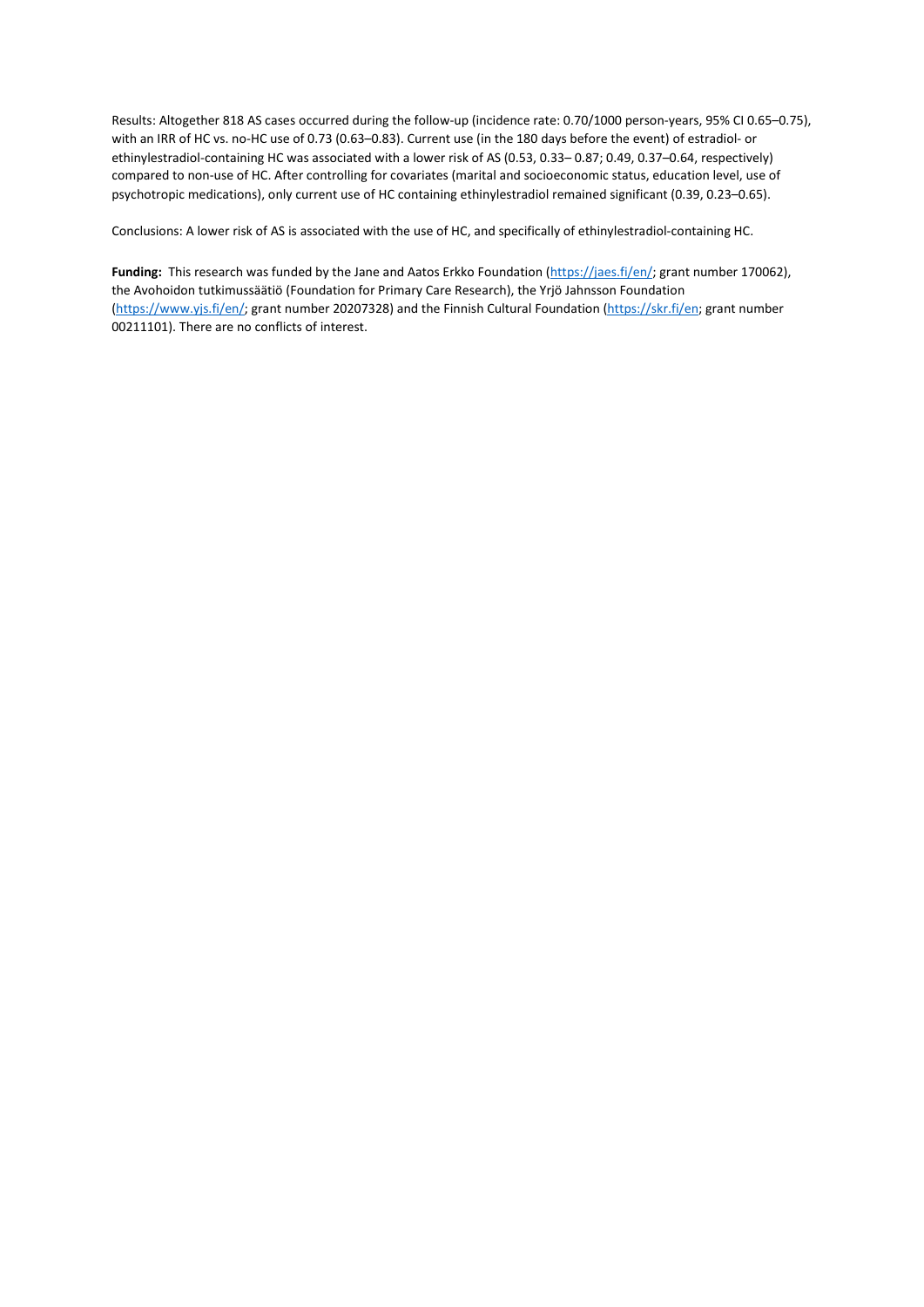Results: Altogether 818 AS cases occurred during the follow-up (incidence rate: 0.70/1000 person-years, 95% CI 0.65–0.75), with an IRR of HC vs. no-HC use of 0.73 (0.63–0.83). Current use (in the 180 days before the event) of estradiol- or ethinylestradiol-containing HC was associated with a lower risk of AS (0.53, 0.33– 0.87; 0.49, 0.37–0.64, respectively) compared to non-use of HC. After controlling for covariates (marital and socioeconomic status, education level, use of psychotropic medications), only current use of HC containing ethinylestradiol remained significant (0.39, 0.23–0.65).

Conclusions: A lower risk of AS is associated with the use of HC, and specifically of ethinylestradiol-containing HC.

**Funding:** This research was funded by the Jane and Aatos Erkko Foundation (https://jaes.fi/en/; grant number 170062), the Avohoidon tutkimussäätiö (Foundation for Primary Care Research), the Yrjö Jahnsson Foundation (https://www.yjs.fi/en/; grant number 20207328) and the Finnish Cultural Foundation (https://skr.fi/en; grant number 00211101). There are no conflicts of interest.